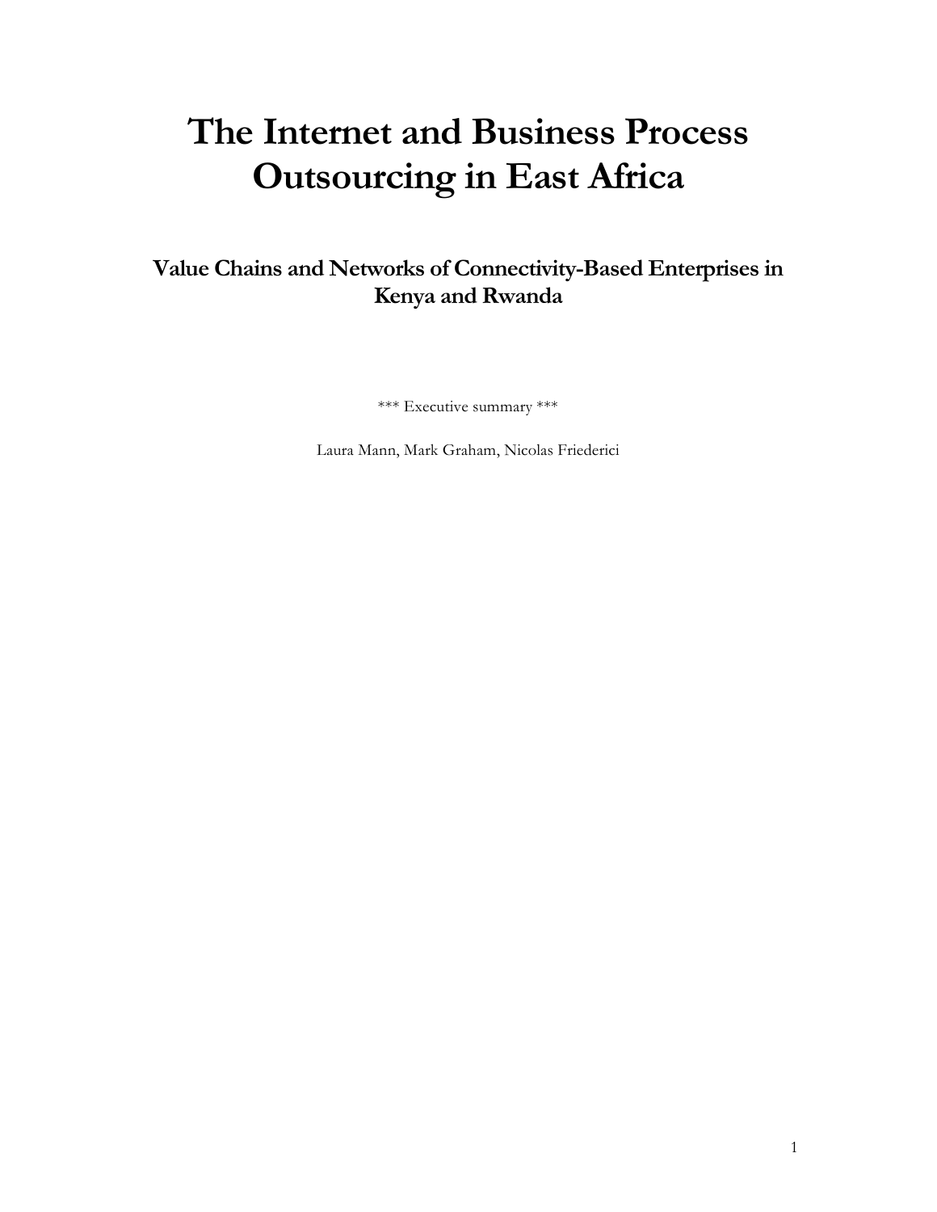# The Internet and Business Process Outsourcing in East Africa

## Value Chains and Networks of Connectivity-Based Enterprises in Kenya and Rwanda

*** Executive summary ***

Laura Mann, Mark Graham, Nicolas Friederici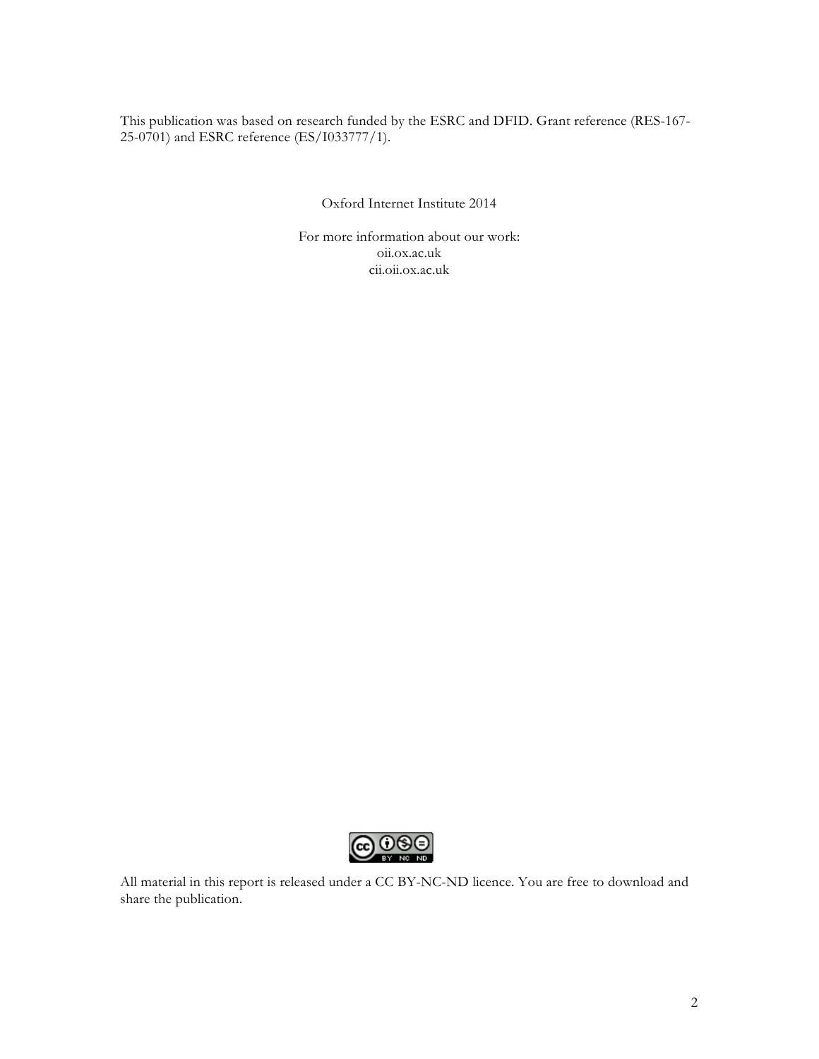This publication was based on research funded by the ESRC and DFID. Grant reference (RES-167-25-0701) and ESRC reference (ES/I033777/1).

Oxford Internet Institute 2014

For more information about our work:
oii.ox.ac.uk
cii.oii.ox.ac.uk

All material in this report is released under a CC BY-NC-ND licence. You are free to download and share the publication.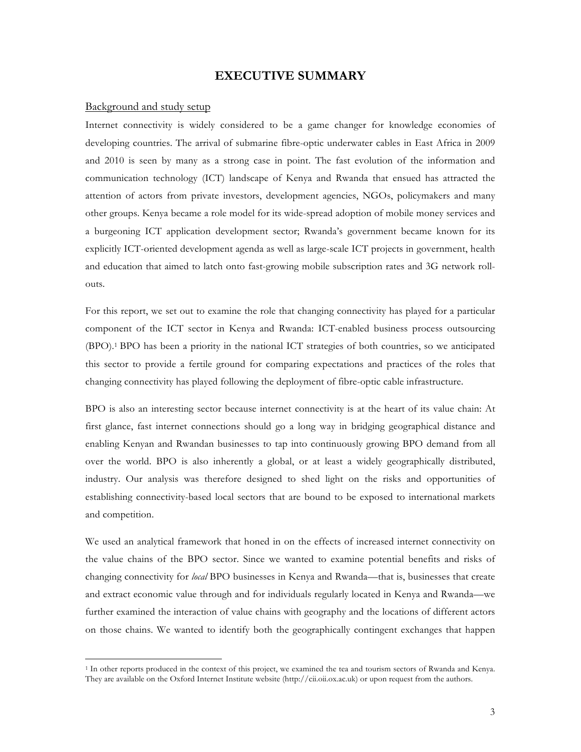# EXECUTIVE SUMMARY

## Background and study setup

Internet connectivity is widely considered to be a game changer for knowledge economies of developing countries. The arrival of submarine fibre-optic underwater cables in East Africa in 2009 and 2010 is seen by many as a strong case in point. The fast evolution of the information and communication technology (ICT) landscape of Kenya and Rwanda that ensued has attracted the attention of actors from private investors, development agencies, NGOs, policymakers and many other groups. Kenya became a role model for its wide-spread adoption of mobile money services and a burgeoning ICT application development sector; Rwanda's government became known for its explicitly ICT-oriented development agenda as well as large-scale ICT projects in government, health and education that aimed to latch onto fast-growing mobile subscription rates and 3G network roll-outs.

For this report, we set out to examine the role that changing connectivity has played for a particular component of the ICT sector in Kenya and Rwanda: ICT-enabled business process outsourcing (BPO).[1] BPO has been a priority in the national ICT strategies of both countries, so we anticipated this sector to provide a fertile ground for comparing expectations and practices of the roles that changing connectivity has played following the deployment of fibre-optic cable infrastructure.

BPO is also an interesting sector because internet connectivity is at the heart of its value chain: At first glance, fast internet connections should go a long way in bridging geographical distance and enabling Kenyan and Rwandan businesses to tap into continuously growing BPO demand from all over the world. BPO is also inherently a global, or at least a widely geographically distributed, industry. Our analysis was therefore designed to shed light on the risks and opportunities of establishing connectivity-based local sectors that are bound to be exposed to international markets and competition.

We used an analytical framework that honed in on the effects of increased internet connectivity on the value chains of the BPO sector. Since we wanted to examine potential benefits and risks of changing connectivity for *local* BPO businesses in Kenya and Rwanda—that is, businesses that create and extract economic value through and for individuals regularly located in Kenya and Rwanda—we further examined the interaction of value chains with geography and the locations of different actors on those chains. We wanted to identify both the geographically contingent exchanges that happen

[1] In other reports produced in the context of this project, we examined the tea and tourism sectors of Rwanda and Kenya. They are available on the Oxford Internet Institute website (http://cii.oii.ox.ac.uk) or upon request from the authors.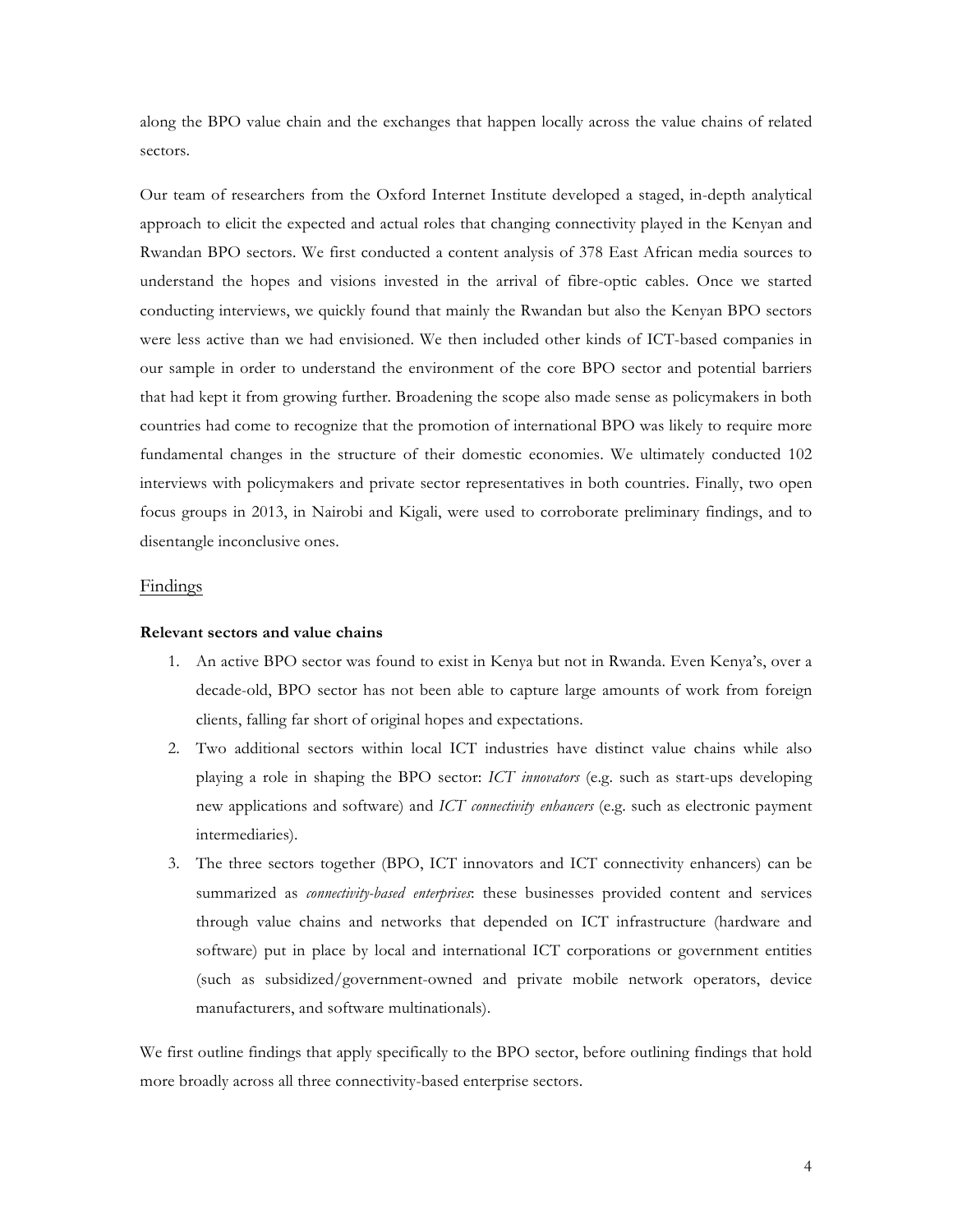along the BPO value chain and the exchanges that happen locally across the value chains of related sectors.

Our team of researchers from the Oxford Internet Institute developed a staged, in-depth analytical approach to elicit the expected and actual roles that changing connectivity played in the Kenyan and Rwandan BPO sectors. We first conducted a content analysis of 378 East African media sources to understand the hopes and visions invested in the arrival of fibre-optic cables. Once we started conducting interviews, we quickly found that mainly the Rwandan but also the Kenyan BPO sectors were less active than we had envisioned. We then included other kinds of ICT-based companies in our sample in order to understand the environment of the core BPO sector and potential barriers that had kept it from growing further. Broadening the scope also made sense as policymakers in both countries had come to recognize that the promotion of international BPO was likely to require more fundamental changes in the structure of their domestic economies. We ultimately conducted 102 interviews with policymakers and private sector representatives in both countries. Finally, two open focus groups in 2013, in Nairobi and Kigali, were used to corroborate preliminary findings, and to disentangle inconclusive ones.

## Findings

### Relevant sectors and value chains

1. An active BPO sector was found to exist in Kenya but not in Rwanda. Even Kenya's, over a decade-old, BPO sector has not been able to capture large amounts of work from foreign clients, falling far short of original hopes and expectations.
2. Two additional sectors within local ICT industries have distinct value chains while also playing a role in shaping the BPO sector: *ICT innovators* (e.g. such as start-ups developing new applications and software) and *ICT connectivity enhancers* (e.g. such as electronic payment intermediaries).
3. The three sectors together (BPO, ICT innovators and ICT connectivity enhancers) can be summarized as *connectivity-based enterprises*: these businesses provided content and services through value chains and networks that depended on ICT infrastructure (hardware and software) put in place by local and international ICT corporations or government entities (such as subsidized/government-owned and private mobile network operators, device manufacturers, and software multinationals).

We first outline findings that apply specifically to the BPO sector, before outlining findings that hold more broadly across all three connectivity-based enterprise sectors.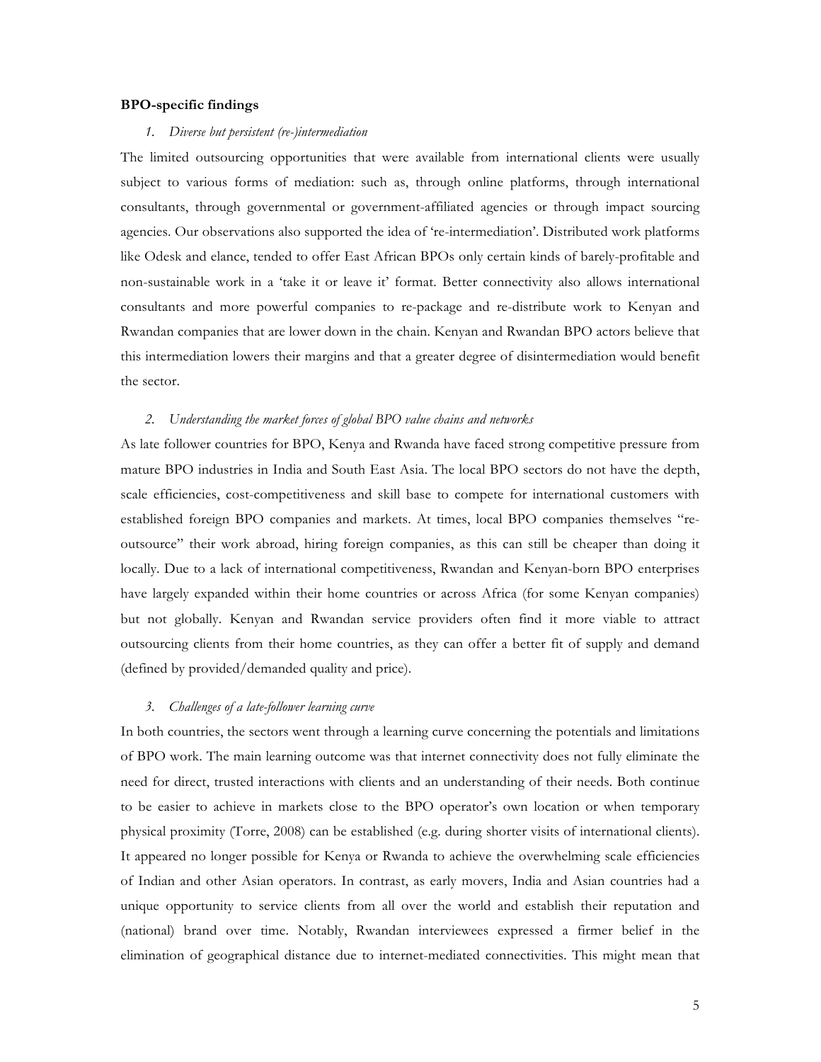**BPO-specific findings**

1. *Diverse but persistent (re-)intermediation*

The limited outsourcing opportunities that were available from international clients were usually subject to various forms of mediation: such as, through online platforms, through international consultants, through governmental or government-affiliated agencies or through impact sourcing agencies. Our observations also supported the idea of 're-intermediation'. Distributed work platforms like Odesk and elance, tended to offer East African BPOs only certain kinds of barely-profitable and non-sustainable work in a 'take it or leave it' format. Better connectivity also allows international consultants and more powerful companies to re-package and re-distribute work to Kenyan and Rwandan companies that are lower down in the chain. Kenyan and Rwandan BPO actors believe that this intermediation lowers their margins and that a greater degree of disintermediation would benefit the sector.

2. *Understanding the market forces of global BPO value chains and networks*

As late follower countries for BPO, Kenya and Rwanda have faced strong competitive pressure from mature BPO industries in India and South East Asia. The local BPO sectors do not have the depth, scale efficiencies, cost-competitiveness and skill base to compete for international customers with established foreign BPO companies and markets. At times, local BPO companies themselves "re-outsource" their work abroad, hiring foreign companies, as this can still be cheaper than doing it locally. Due to a lack of international competitiveness, Rwandan and Kenyan-born BPO enterprises have largely expanded within their home countries or across Africa (for some Kenyan companies) but not globally. Kenyan and Rwandan service providers often find it more viable to attract outsourcing clients from their home countries, as they can offer a better fit of supply and demand (defined by provided/demanded quality and price).

3. *Challenges of a late-follower learning curve*

In both countries, the sectors went through a learning curve concerning the potentials and limitations of BPO work. The main learning outcome was that internet connectivity does not fully eliminate the need for direct, trusted interactions with clients and an understanding of their needs. Both continue to be easier to achieve in markets close to the BPO operator's own location or when temporary physical proximity (Torre, 2008) can be established (e.g. during shorter visits of international clients). It appeared no longer possible for Kenya or Rwanda to achieve the overwhelming scale efficiencies of Indian and other Asian operators. In contrast, as early movers, India and Asian countries had a unique opportunity to service clients from all over the world and establish their reputation and (national) brand over time. Notably, Rwandan interviewees expressed a firmer belief in the elimination of geographical distance due to internet-mediated connectivities. This might mean that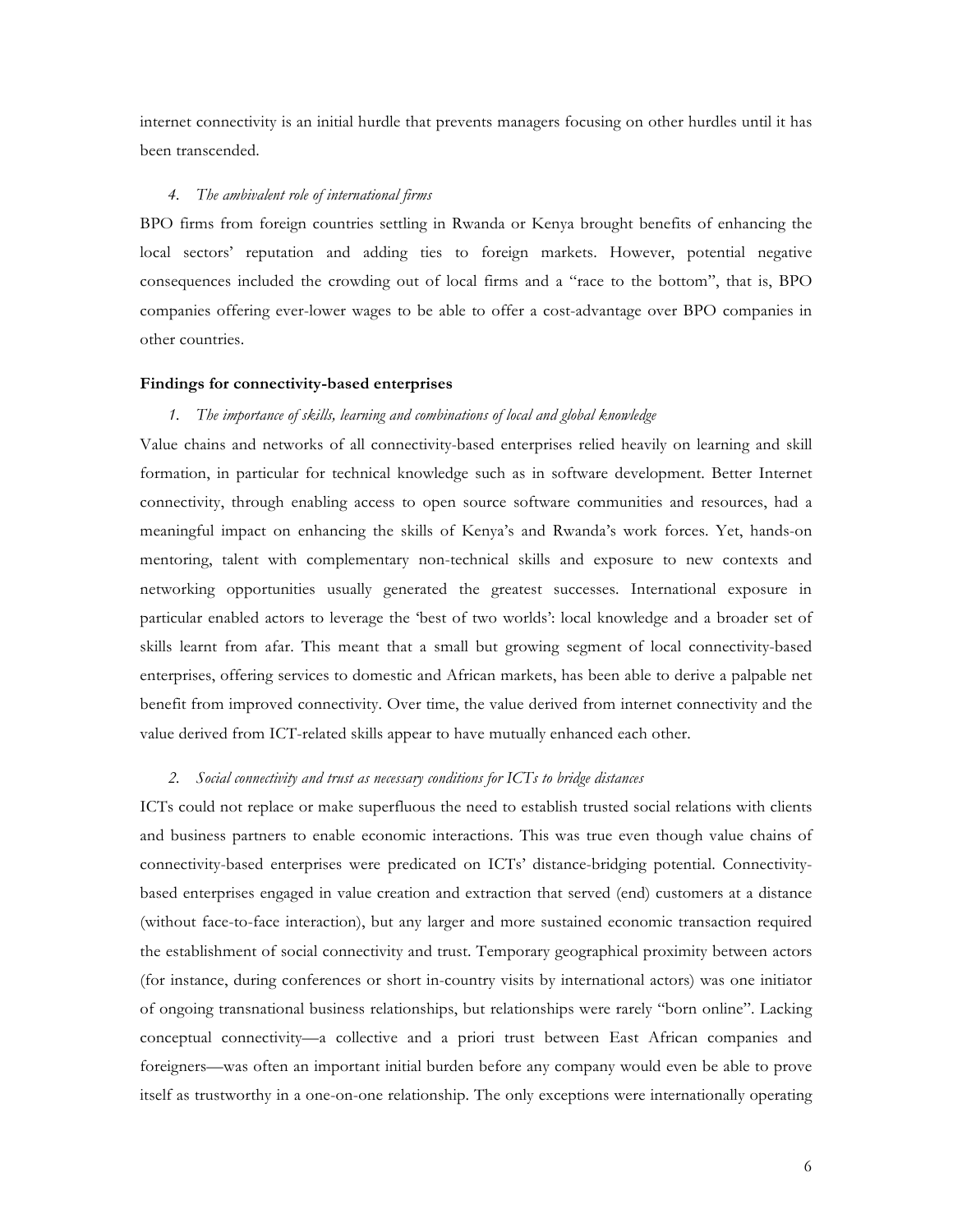internet connectivity is an initial hurdle that prevents managers focusing on other hurdles until it has been transcended.

*4. The ambivalent role of international firms*

BPO firms from foreign countries settling in Rwanda or Kenya brought benefits of enhancing the local sectors' reputation and adding ties to foreign markets. However, potential negative consequences included the crowding out of local firms and a "race to the bottom", that is, BPO companies offering ever-lower wages to be able to offer a cost-advantage over BPO companies in other countries.

**Findings for connectivity-based enterprises**

*1. The importance of skills, learning and combinations of local and global knowledge*

Value chains and networks of all connectivity-based enterprises relied heavily on learning and skill formation, in particular for technical knowledge such as in software development. Better Internet connectivity, through enabling access to open source software communities and resources, had a meaningful impact on enhancing the skills of Kenya's and Rwanda's work forces. Yet, hands-on mentoring, talent with complementary non-technical skills and exposure to new contexts and networking opportunities usually generated the greatest successes. International exposure in particular enabled actors to leverage the 'best of two worlds': local knowledge and a broader set of skills learnt from afar. This meant that a small but growing segment of local connectivity-based enterprises, offering services to domestic and African markets, has been able to derive a palpable net benefit from improved connectivity. Over time, the value derived from internet connectivity and the value derived from ICT-related skills appear to have mutually enhanced each other.

*2. Social connectivity and trust as necessary conditions for ICTs to bridge distances*

ICTs could not replace or make superfluous the need to establish trusted social relations with clients and business partners to enable economic interactions. This was true even though value chains of connectivity-based enterprises were predicated on ICTs' distance-bridging potential. Connectivity-based enterprises engaged in value creation and extraction that served (end) customers at a distance (without face-to-face interaction), but any larger and more sustained economic transaction required the establishment of social connectivity and trust. Temporary geographical proximity between actors (for instance, during conferences or short in-country visits by international actors) was one initiator of ongoing transnational business relationships, but relationships were rarely "born online". Lacking conceptual connectivity—a collective and a priori trust between East African companies and foreigners—was often an important initial burden before any company would even be able to prove itself as trustworthy in a one-on-one relationship. The only exceptions were internationally operating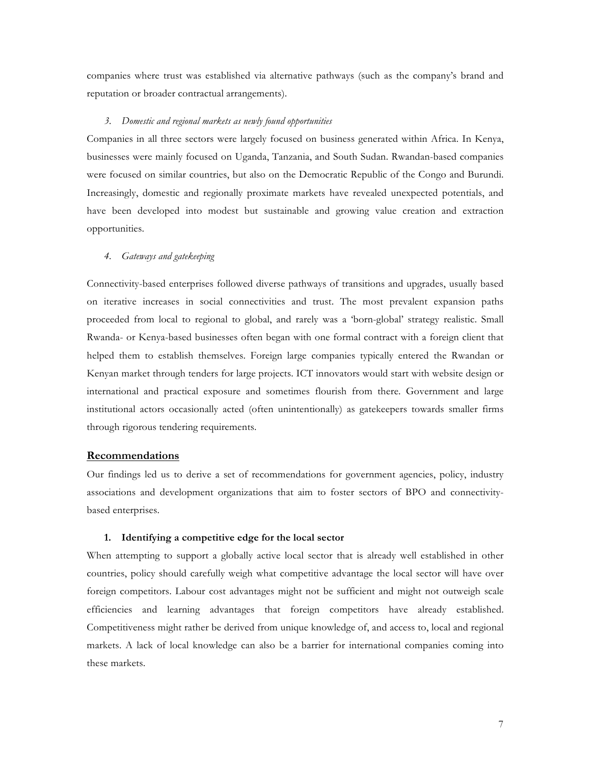companies where trust was established via alternative pathways (such as the company's brand and reputation or broader contractual arrangements).

*3. Domestic and regional markets as newly found opportunities*

Companies in all three sectors were largely focused on business generated within Africa. In Kenya, businesses were mainly focused on Uganda, Tanzania, and South Sudan. Rwandan-based companies were focused on similar countries, but also on the Democratic Republic of the Congo and Burundi. Increasingly, domestic and regionally proximate markets have revealed unexpected potentials, and have been developed into modest but sustainable and growing value creation and extraction opportunities.

*4. Gateways and gatekeeping*

Connectivity-based enterprises followed diverse pathways of transitions and upgrades, usually based on iterative increases in social connectivities and trust. The most prevalent expansion paths proceeded from local to regional to global, and rarely was a 'born-global' strategy realistic. Small Rwanda- or Kenya-based businesses often began with one formal contract with a foreign client that helped them to establish themselves. Foreign large companies typically entered the Rwandan or Kenyan market through tenders for large projects. ICT innovators would start with website design or international and practical exposure and sometimes flourish from there. Government and large institutional actors occasionally acted (often unintentionally) as gatekeepers towards smaller firms through rigorous tendering requirements.

## Recommendations

Our findings led us to derive a set of recommendations for government agencies, policy, industry associations and development organizations that aim to foster sectors of BPO and connectivity-based enterprises.

### 1. Identifying a competitive edge for the local sector

When attempting to support a globally active local sector that is already well established in other countries, policy should carefully weigh what competitive advantage the local sector will have over foreign competitors. Labour cost advantages might not be sufficient and might not outweigh scale efficiencies and learning advantages that foreign competitors have already established. Competitiveness might rather be derived from unique knowledge of, and access to, local and regional markets. A lack of local knowledge can also be a barrier for international companies coming into these markets.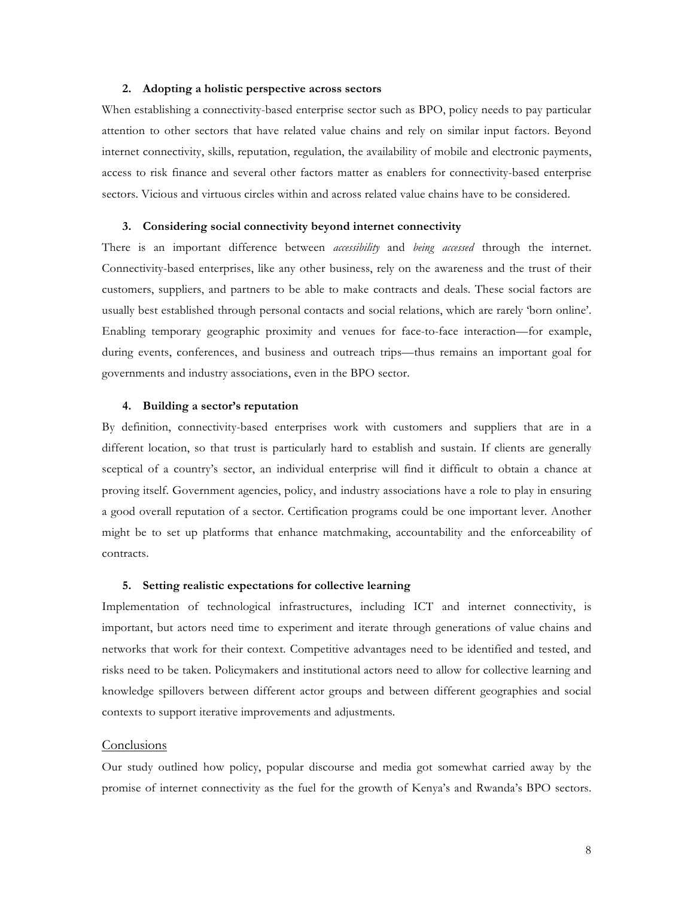2. **Adopting a holistic perspective across sectors**

When establishing a connectivity-based enterprise sector such as BPO, policy needs to pay particular attention to other sectors that have related value chains and rely on similar input factors. Beyond internet connectivity, skills, reputation, regulation, the availability of mobile and electronic payments, access to risk finance and several other factors matter as enablers for connectivity-based enterprise sectors. Vicious and virtuous circles within and across related value chains have to be considered.

3. **Considering social connectivity beyond internet connectivity**

There is an important difference between *accessibility* and *being accessed* through the internet. Connectivity-based enterprises, like any other business, rely on the awareness and the trust of their customers, suppliers, and partners to be able to make contracts and deals. These social factors are usually best established through personal contacts and social relations, which are rarely 'born online'. Enabling temporary geographic proximity and venues for face-to-face interaction—for example, during events, conferences, and business and outreach trips—thus remains an important goal for governments and industry associations, even in the BPO sector.

4. **Building a sector's reputation**

By definition, connectivity-based enterprises work with customers and suppliers that are in a different location, so that trust is particularly hard to establish and sustain. If clients are generally sceptical of a country's sector, an individual enterprise will find it difficult to obtain a chance at proving itself. Government agencies, policy, and industry associations have a role to play in ensuring a good overall reputation of a sector. Certification programs could be one important lever. Another might be to set up platforms that enhance matchmaking, accountability and the enforceability of contracts.

5. **Setting realistic expectations for collective learning**

Implementation of technological infrastructures, including ICT and internet connectivity, is important, but actors need time to experiment and iterate through generations of value chains and networks that work for their context. Competitive advantages need to be identified and tested, and risks need to be taken. Policymakers and institutional actors need to allow for collective learning and knowledge spillovers between different actor groups and between different geographies and social contexts to support iterative improvements and adjustments.

## Conclusions

Our study outlined how policy, popular discourse and media got somewhat carried away by the promise of internet connectivity as the fuel for the growth of Kenya's and Rwanda's BPO sectors.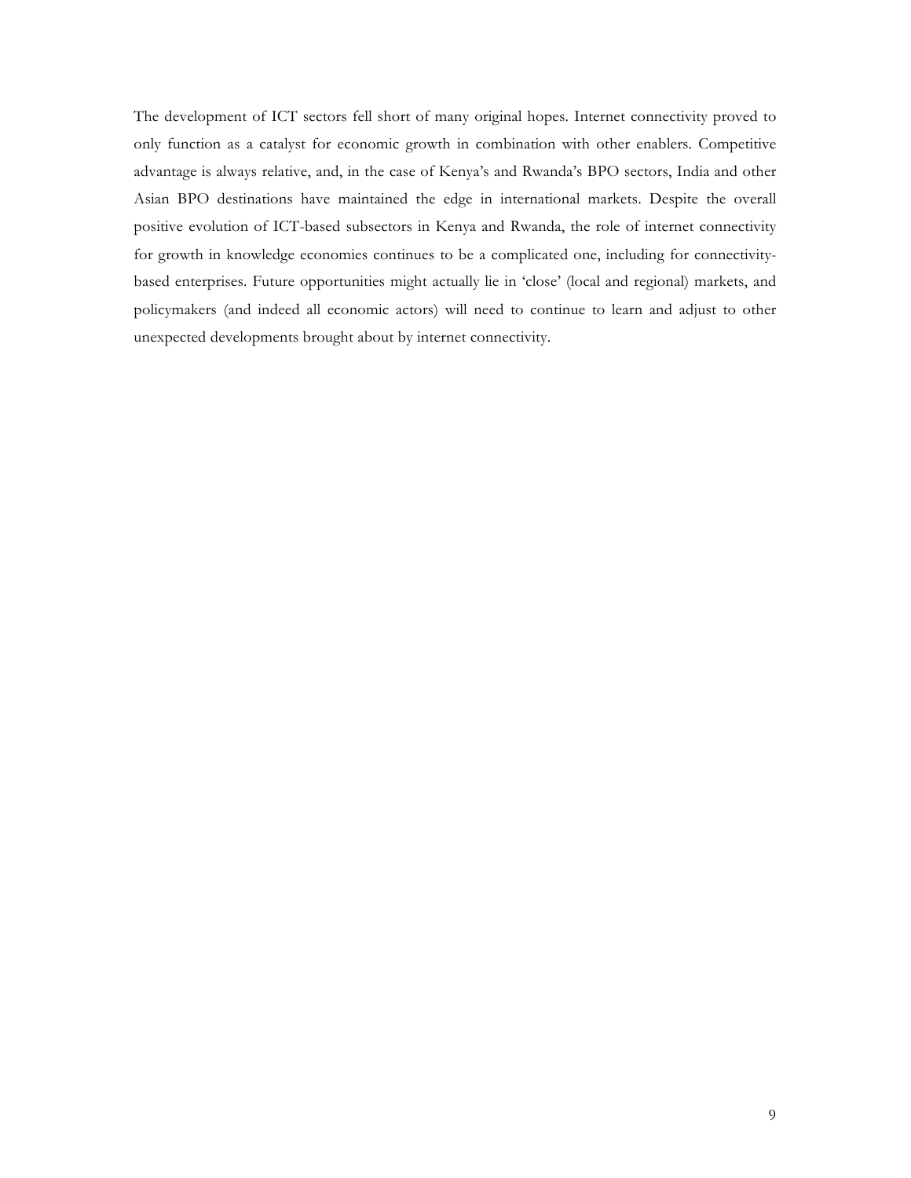The development of ICT sectors fell short of many original hopes. Internet connectivity proved to only function as a catalyst for economic growth in combination with other enablers. Competitive advantage is always relative, and, in the case of Kenya's and Rwanda's BPO sectors, India and other Asian BPO destinations have maintained the edge in international markets. Despite the overall positive evolution of ICT-based subsectors in Kenya and Rwanda, the role of internet connectivity for growth in knowledge economies continues to be a complicated one, including for connectivity-based enterprises. Future opportunities might actually lie in 'close' (local and regional) markets, and policymakers (and indeed all economic actors) will need to continue to learn and adjust to other unexpected developments brought about by internet connectivity.